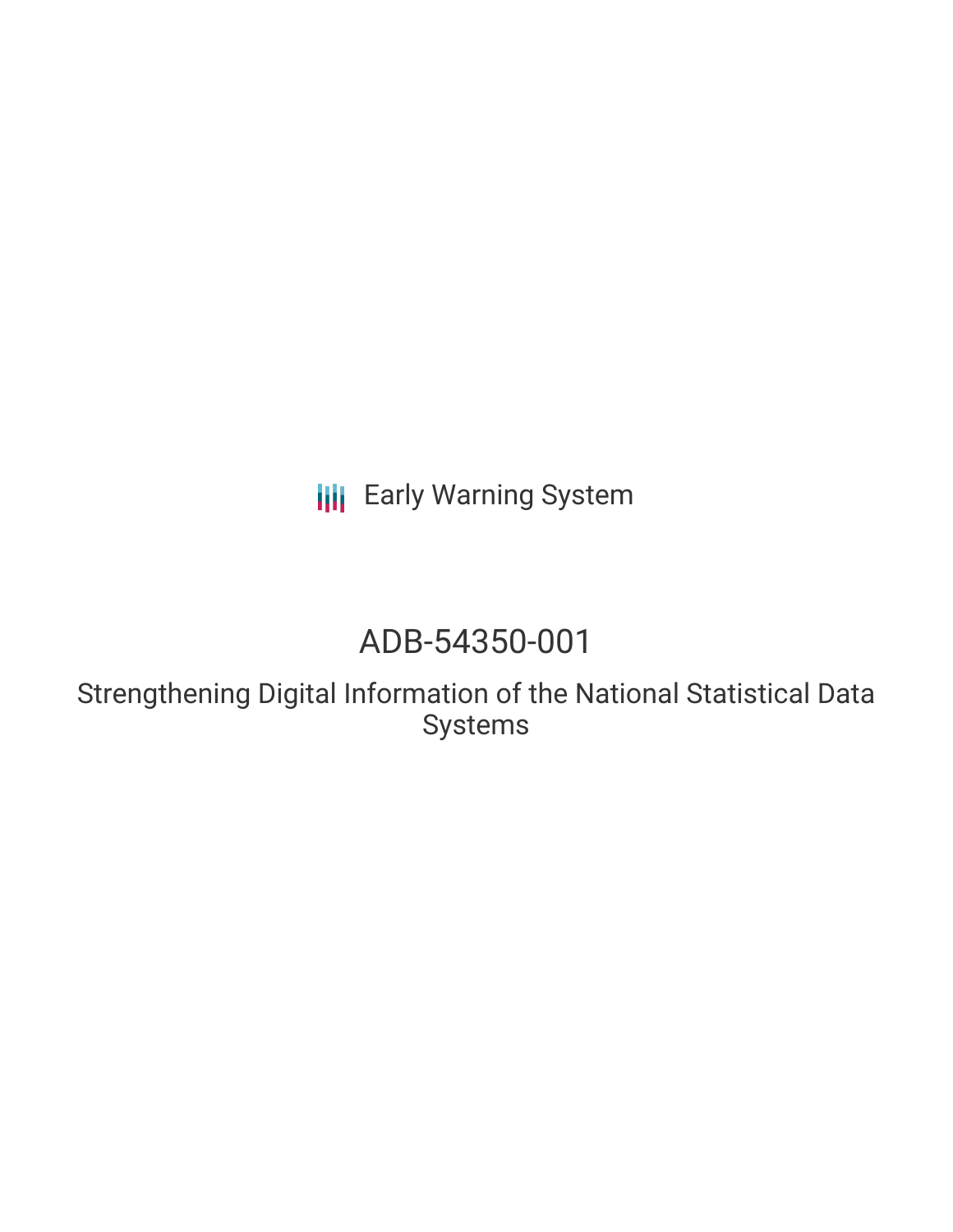Early Warning System

# ADB-54350-001

## Strengthening Digital Information of the National Statistical Data Systems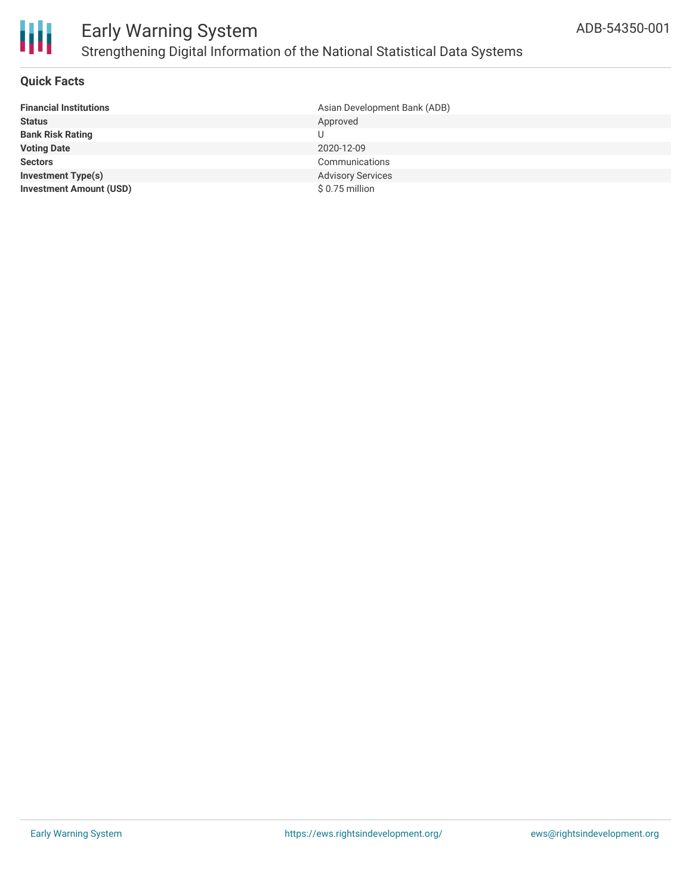# Early Warning System

## Strengthening Digital Information of the National Statistical Data Systems

ADB-54350-001

### Quick Facts

| | |
|---|---|
| **Financial Institutions** | Asian Development Bank (ADB) |
| **Status** | Approved |
| **Bank Risk Rating** | U |
| **Voting Date** | 2020-12-09 |
| **Sectors** | Communications |
| **Investment Type(s)** | Advisory Services |
| **Investment Amount (USD)** | $ 0.75 million |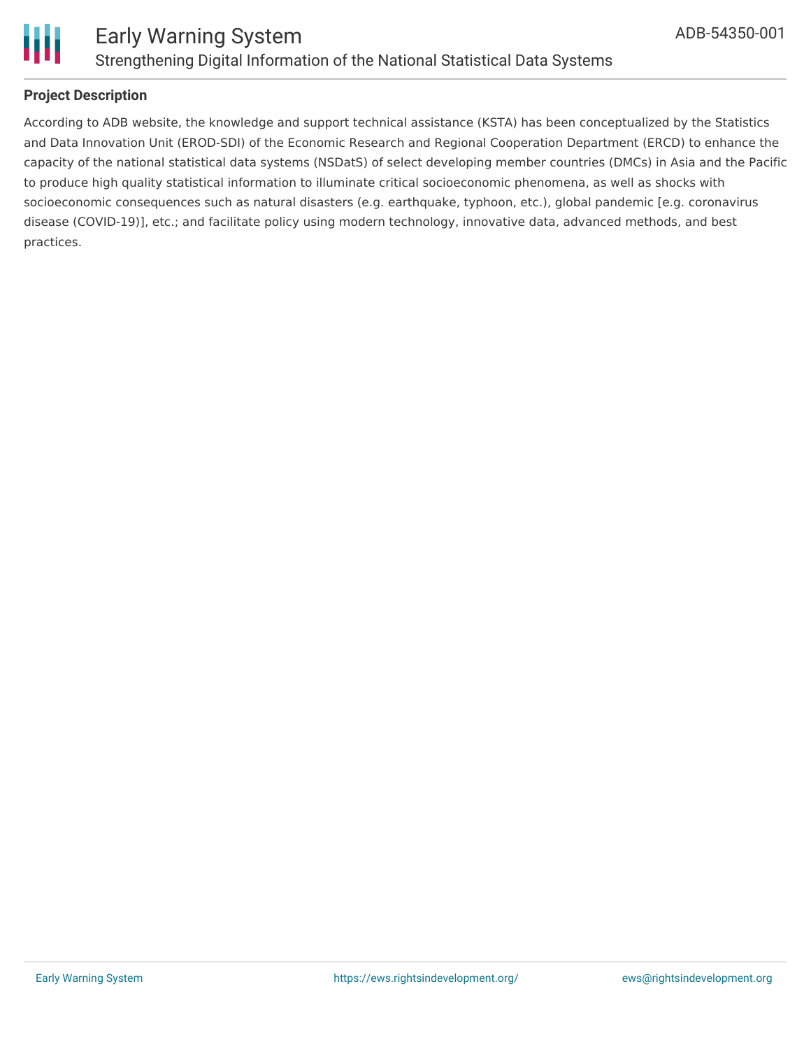## Project Description

According to ADB website, the knowledge and support technical assistance (KSTA) has been conceptualized by the Statistics and Data Innovation Unit (EROD-SDI) of the Economic Research and Regional Cooperation Department (ERCD) to enhance the capacity of the national statistical data systems (NSDatS) of select developing member countries (DMCs) in Asia and the Pacific to produce high quality statistical information to illuminate critical socioeconomic phenomena, as well as shocks with socioeconomic consequences such as natural disasters (e.g. earthquake, typhoon, etc.), global pandemic [e.g. coronavirus disease (COVID-19)], etc.; and facilitate policy using modern technology, innovative data, advanced methods, and best practices.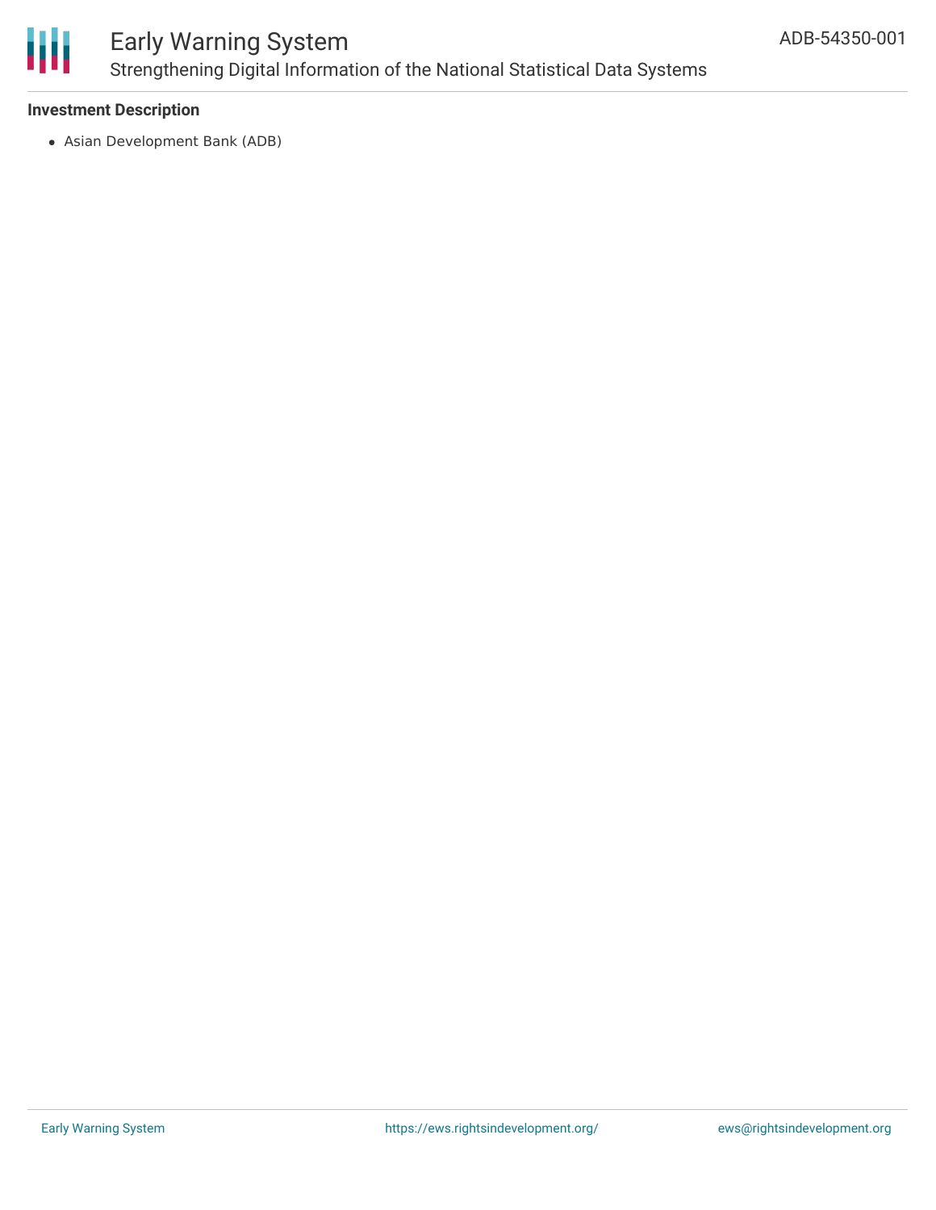### Investment Description

- Asian Development Bank (ADB)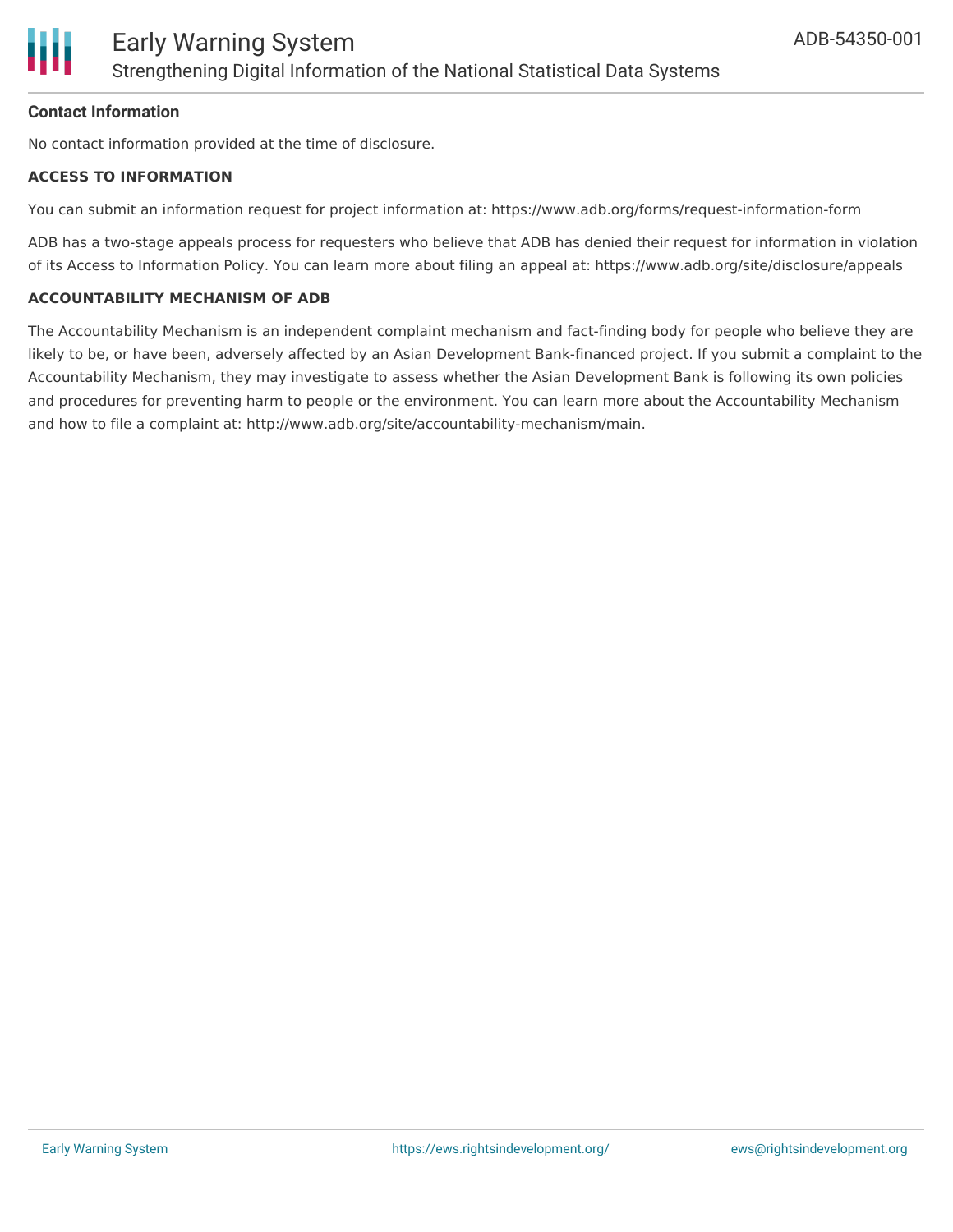**Contact Information**

No contact information provided at the time of disclosure.

**ACCESS TO INFORMATION**

You can submit an information request for project information at: https://www.adb.org/forms/request-information-form

ADB has a two-stage appeals process for requesters who believe that ADB has denied their request for information in violation of its Access to Information Policy. You can learn more about filing an appeal at: https://www.adb.org/site/disclosure/appeals

**ACCOUNTABILITY MECHANISM OF ADB**

The Accountability Mechanism is an independent complaint mechanism and fact-finding body for people who believe they are likely to be, or have been, adversely affected by an Asian Development Bank-financed project. If you submit a complaint to the Accountability Mechanism, they may investigate to assess whether the Asian Development Bank is following its own policies and procedures for preventing harm to people or the environment. You can learn more about the Accountability Mechanism and how to file a complaint at: http://www.adb.org/site/accountability-mechanism/main.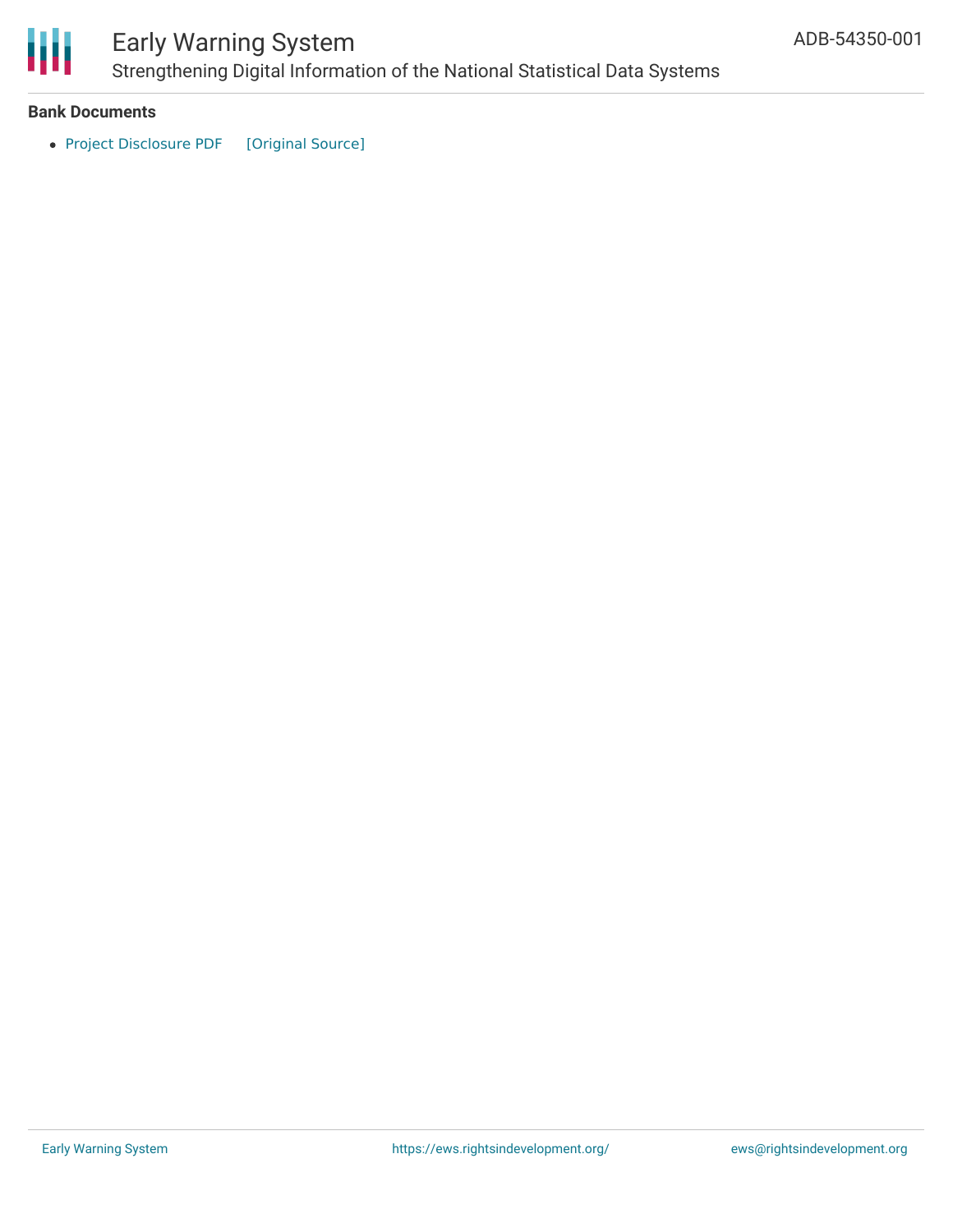## Bank Documents

- Project Disclosure PDF [Original Source]